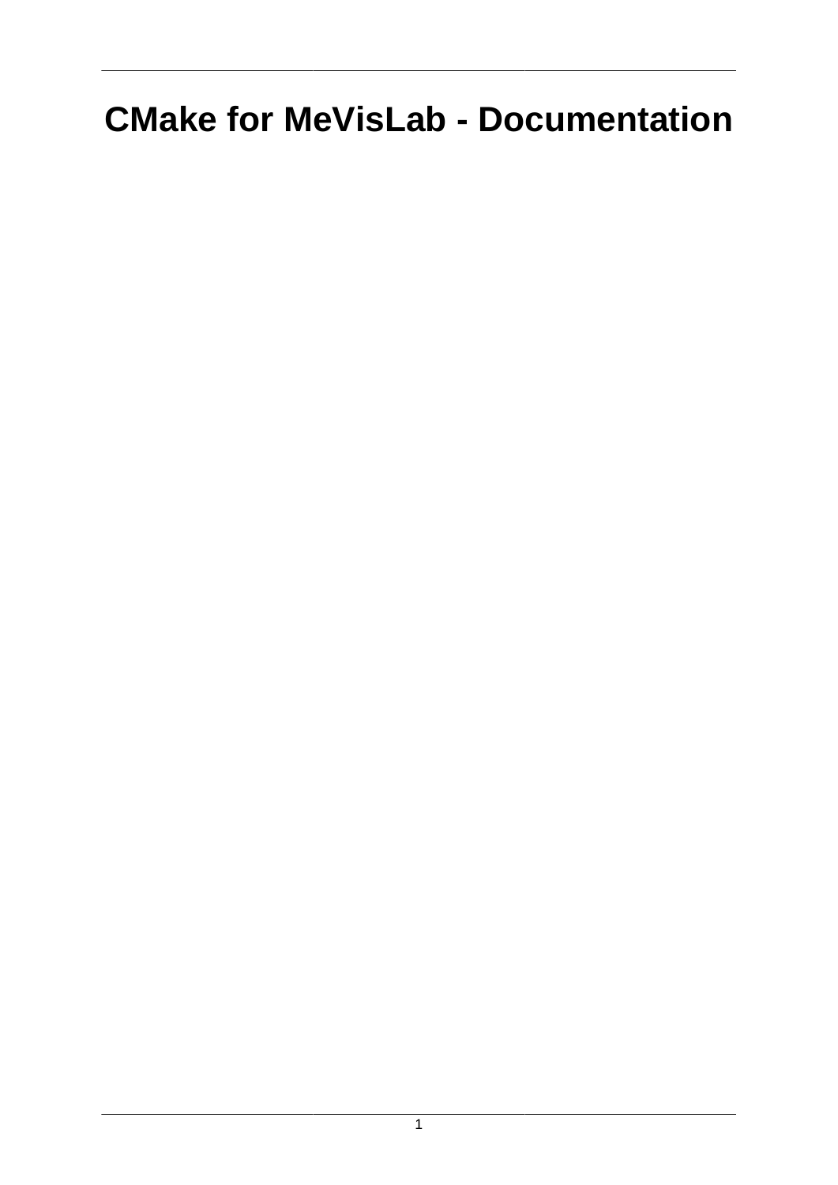# CMake for MeVisLab - Documentation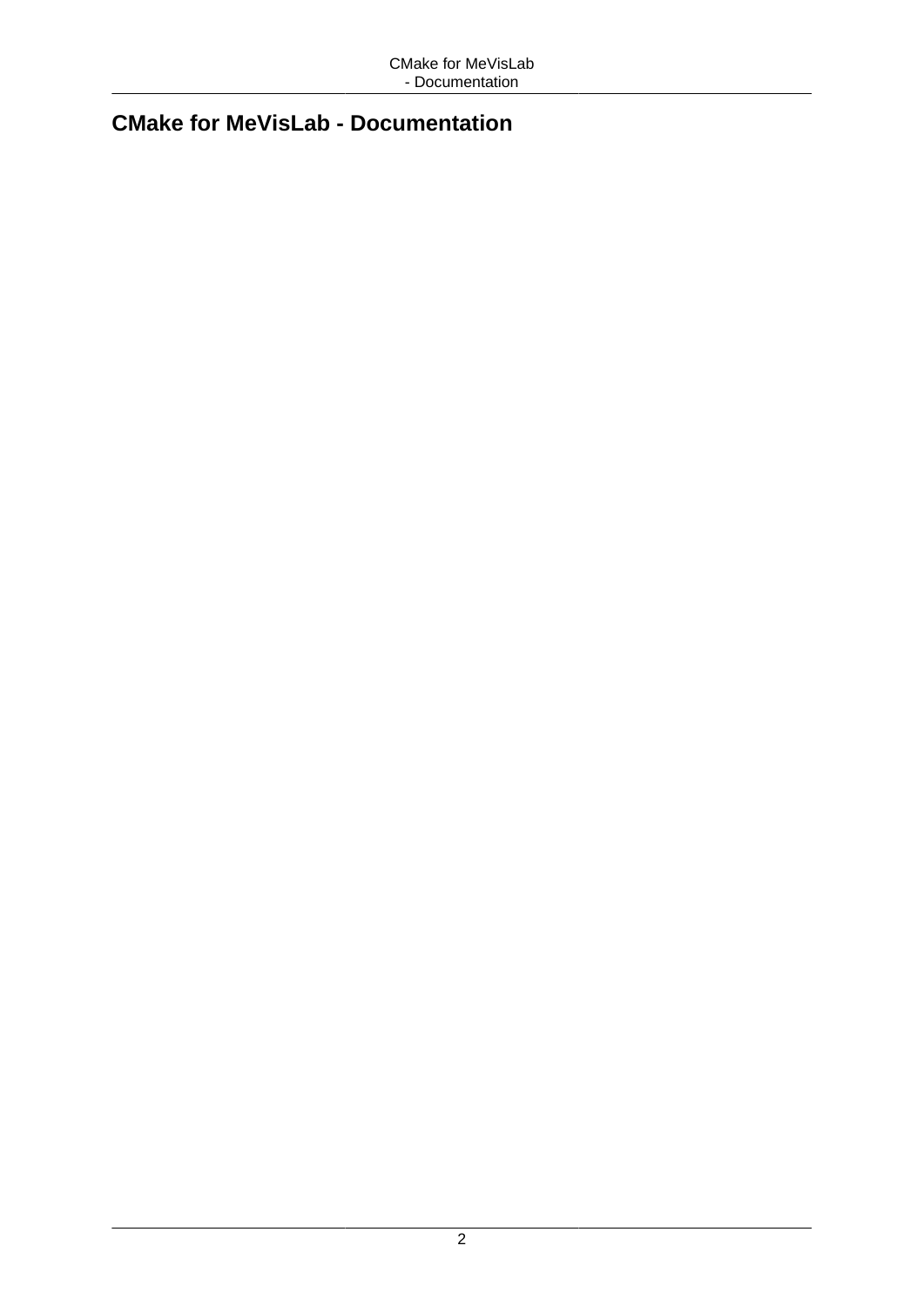# CMake for MeVisLab - Documentation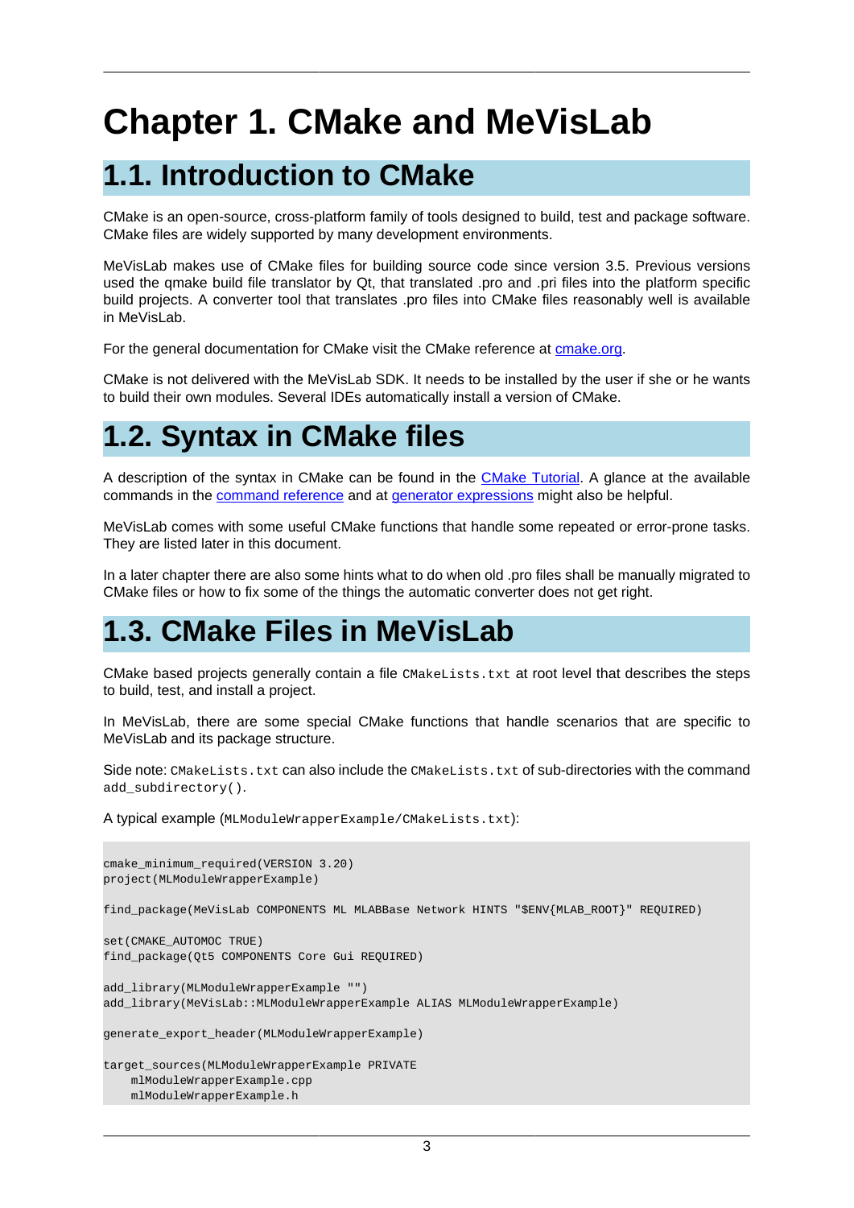# Chapter 1. CMake and MeVisLab

## 1.1. Introduction to CMake

CMake is an open-source, cross-platform family of tools designed to build, test and package software. CMake files are widely supported by many development environments.

MeVisLab makes use of CMake files for building source code since version 3.5. Previous versions used the qmake build file translator by Qt, that translated .pro and .pri files into the platform specific build projects. A converter tool that translates .pro files into CMake files reasonably well is available in MeVisLab.

For the general documentation for CMake visit the CMake reference at [cmake.org](cmake.org).

CMake is not delivered with the MeVisLab SDK. It needs to be installed by the user if she or he wants to build their own modules. Several IDEs automatically install a version of CMake.

## 1.2. Syntax in CMake files

A description of the syntax in CMake can be found in the [CMake Tutorial](). A glance at the available commands in the [command reference]() and at [generator expressions]() might also be helpful.

MeVisLab comes with some useful CMake functions that handle some repeated or error-prone tasks. They are listed later in this document.

In a later chapter there are also some hints what to do when old .pro files shall be manually migrated to CMake files or how to fix some of the things the automatic converter does not get right.

## 1.3. CMake Files in MeVisLab

CMake based projects generally contain a file `CMakeLists.txt` at root level that describes the steps to build, test, and install a project.

In MeVisLab, there are some special CMake functions that handle scenarios that are specific to MeVisLab and its package structure.

Side note: `CMakeLists.txt` can also include the `CMakeLists.txt` of sub-directories with the command `add_subdirectory()`.

A typical example (`MLModuleWrapperExample/CMakeLists.txt`):

```
cmake_minimum_required(VERSION 3.20)
project(MLModuleWrapperExample)

find_package(MeVisLab COMPONENTS ML MLABBase Network HINTS "$ENV{MLAB_ROOT}" REQUIRED)

set(CMAKE_AUTOMOC TRUE)
find_package(Qt5 COMPONENTS Core Gui REQUIRED)

add_library(MLModuleWrapperExample "")
add_library(MeVisLab::MLModuleWrapperExample ALIAS MLModuleWrapperExample)

generate_export_header(MLModuleWrapperExample)

target_sources(MLModuleWrapperExample PRIVATE
    mlModuleWrapperExample.cpp
    mlModuleWrapperExample.h
```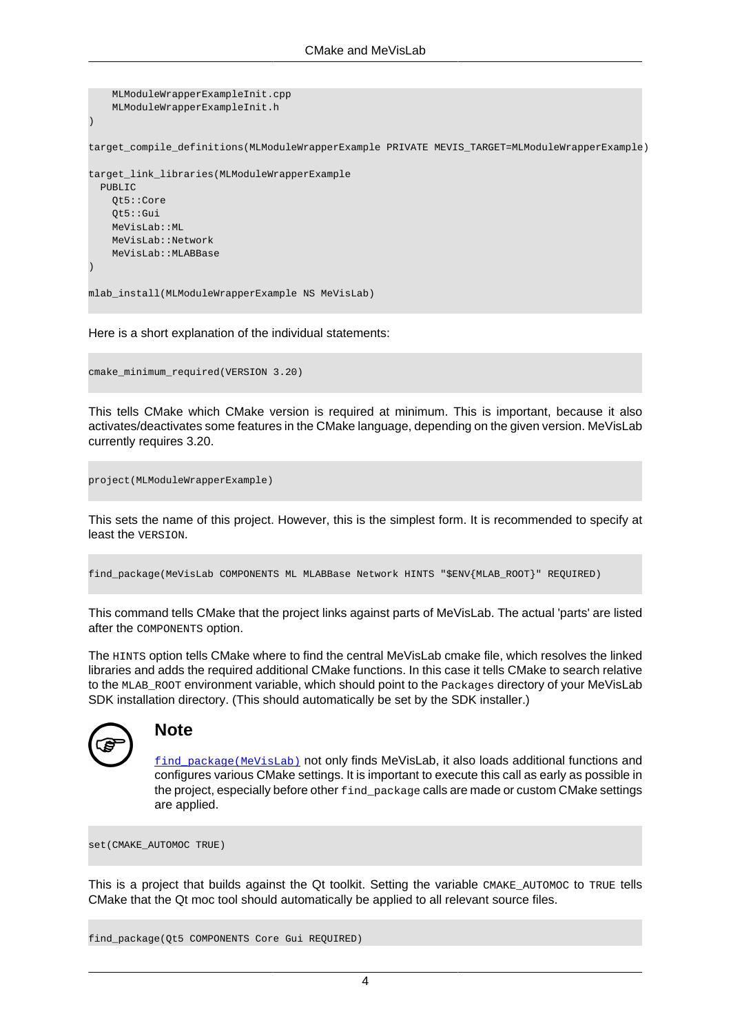```
    MLModuleWrapperExampleInit.cpp
    MLModuleWrapperExampleInit.h
)

target_compile_definitions(MLModuleWrapperExample PRIVATE MEVIS_TARGET=MLModuleWrapperExample)

target_link_libraries(MLModuleWrapperExample
  PUBLIC
    Qt5::Core
    Qt5::Gui
    MeVisLab::ML
    MeVisLab::Network
    MeVisLab::MLABBase
)

mlab_install(MLModuleWrapperExample NS MeVisLab)
```

Here is a short explanation of the individual statements:

```
cmake_minimum_required(VERSION 3.20)
```

This tells CMake which CMake version is required at minimum. This is important, because it also activates/deactivates some features in the CMake language, depending on the given version. MeVisLab currently requires 3.20.

```
project(MLModuleWrapperExample)
```

This sets the name of this project. However, this is the simplest form. It is recommended to specify at least the `VERSION`.

```
find_package(MeVisLab COMPONENTS ML MLABBase Network HINTS "$ENV{MLAB_ROOT}" REQUIRED)
```

This command tells CMake that the project links against parts of MeVisLab. The actual 'parts' are listed after the `COMPONENTS` option.

The `HINTS` option tells CMake where to find the central MeVisLab cmake file, which resolves the linked libraries and adds the required additional CMake functions. In this case it tells CMake to search relative to the `MLAB_ROOT` environment variable, which should point to the `Packages` directory of your MeVisLab SDK installation directory. (This should automatically be set by the SDK installer.)

### Note

`find_package(MeVisLab)` not only finds MeVisLab, it also loads additional functions and configures various CMake settings. It is important to execute this call as early as possible in the project, especially before other `find_package` calls are made or custom CMake settings are applied.

```
set(CMAKE_AUTOMOC TRUE)
```

This is a project that builds against the Qt toolkit. Setting the variable `CMAKE_AUTOMOC` to `TRUE` tells CMake that the Qt moc tool should automatically be applied to all relevant source files.

```
find_package(Qt5 COMPONENTS Core Gui REQUIRED)
```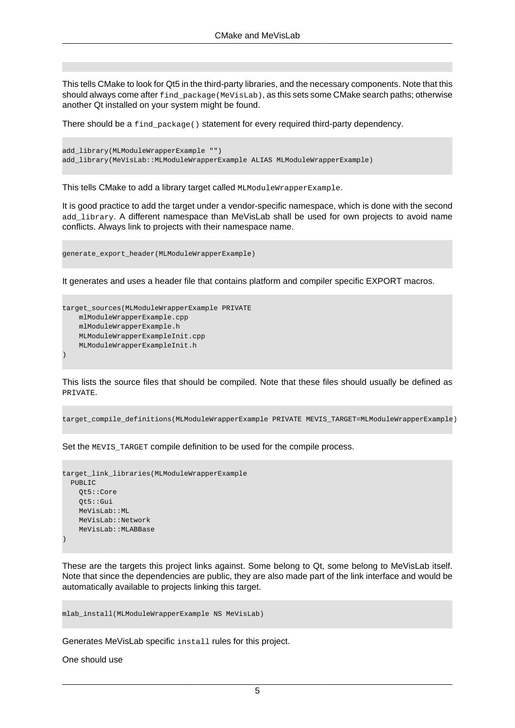This tells CMake to look for Qt5 in the third-party libraries, and the necessary components. Note that this should always come after `find_package(MeVisLab)`, as this sets some CMake search paths; otherwise another Qt installed on your system might be found.

There should be a `find_package()` statement for every required third-party dependency.

```
add_library(MLModuleWrapperExample "")
add_library(MeVisLab::MLModuleWrapperExample ALIAS MLModuleWrapperExample)
```

This tells CMake to add a library target called `MLModuleWrapperExample`.

It is good practice to add the target under a vendor-specific namespace, which is done with the second `add_library`. A different namespace than MeVisLab shall be used for own projects to avoid name conflicts. Always link to projects with their namespace name.

```
generate_export_header(MLModuleWrapperExample)
```

It generates and uses a header file that contains platform and compiler specific EXPORT macros.

```
target_sources(MLModuleWrapperExample PRIVATE
    mlModuleWrapperExample.cpp
    mlModuleWrapperExample.h
    MLModuleWrapperExampleInit.cpp
    MLModuleWrapperExampleInit.h
)
```

This lists the source files that should be compiled. Note that these files should usually be defined as `PRIVATE`.

```
target_compile_definitions(MLModuleWrapperExample PRIVATE MEVIS_TARGET=MLModuleWrapperExample)
```

Set the `MEVIS_TARGET` compile definition to be used for the compile process.

```
target_link_libraries(MLModuleWrapperExample
  PUBLIC
    Qt5::Core
    Qt5::Gui
    MeVisLab::ML
    MeVisLab::Network
    MeVisLab::MLABBase
)
```

These are the targets this project links against. Some belong to Qt, some belong to MeVisLab itself. Note that since the dependencies are public, they are also made part of the link interface and would be automatically available to projects linking this target.

```
mlab_install(MLModuleWrapperExample NS MeVisLab)
```

Generates MeVisLab specific `install` rules for this project.

One should use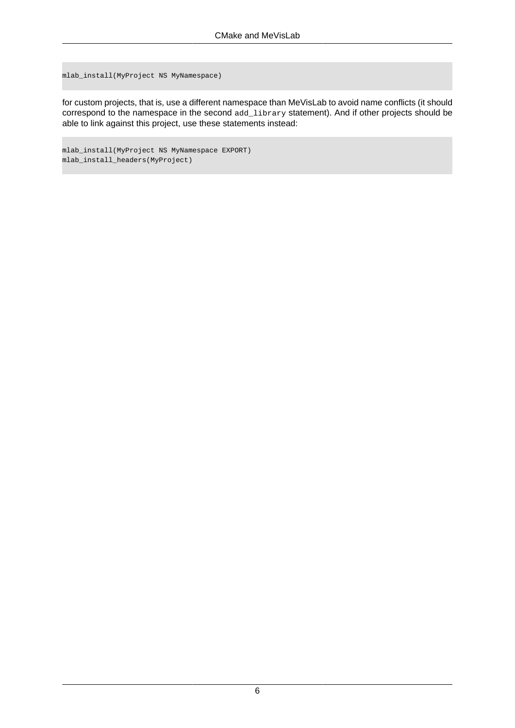```
mlab_install(MyProject NS MyNamespace)
```

for custom projects, that is, use a different namespace than MeVisLab to avoid name conflicts (it should correspond to the namespace in the second `add_library` statement). And if other projects should be able to link against this project, use these statements instead:

```
mlab_install(MyProject NS MyNamespace EXPORT)
mlab_install_headers(MyProject)
```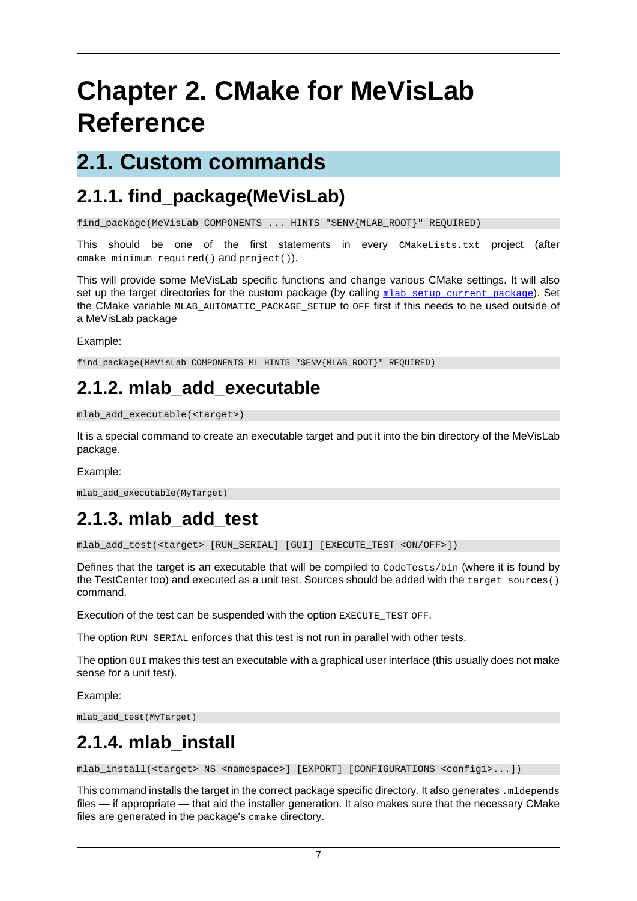# Chapter 2. CMake for MeVisLab Reference

## 2.1. Custom commands

### 2.1.1. find_package(MeVisLab)

```
find_package(MeVisLab COMPONENTS ... HINTS "$ENV{MLAB_ROOT}" REQUIRED)
```

This should be one of the first statements in every `CMakeLists.txt` project (after `cmake_minimum_required()` and `project()`).

This will provide some MeVisLab specific functions and change various CMake settings. It will also set up the target directories for the custom package (by calling `mlab_setup_current_package`). Set the CMake variable `MLAB_AUTOMATIC_PACKAGE_SETUP` to `OFF` first if this needs to be used outside of a MeVisLab package

Example:

```
find_package(MeVisLab COMPONENTS ML HINTS "$ENV{MLAB_ROOT}" REQUIRED)
```

### 2.1.2. mlab_add_executable

```
mlab_add_executable(<target>)
```

It is a special command to create an executable target and put it into the bin directory of the MeVisLab package.

Example:

```
mlab_add_executable(MyTarget)
```

### 2.1.3. mlab_add_test

```
mlab_add_test(<target> [RUN_SERIAL] [GUI] [EXECUTE_TEST <ON/OFF>])
```

Defines that the target is an executable that will be compiled to `CodeTests/bin` (where it is found by the TestCenter too) and executed as a unit test. Sources should be added with the `target_sources()` command.

Execution of the test can be suspended with the option `EXECUTE_TEST OFF`.

The option `RUN_SERIAL` enforces that this test is not run in parallel with other tests.

The option `GUI` makes this test an executable with a graphical user interface (this usually does not make sense for a unit test).

Example:

```
mlab_add_test(MyTarget)
```

### 2.1.4. mlab_install

```
mlab_install(<target> NS <namespace>] [EXPORT] [CONFIGURATIONS <config1>...])
```

This command installs the target in the correct package specific directory. It also generates `.mldepends` files — if appropriate — that aid the installer generation. It also makes sure that the necessary CMake files are generated in the package's `cmake` directory.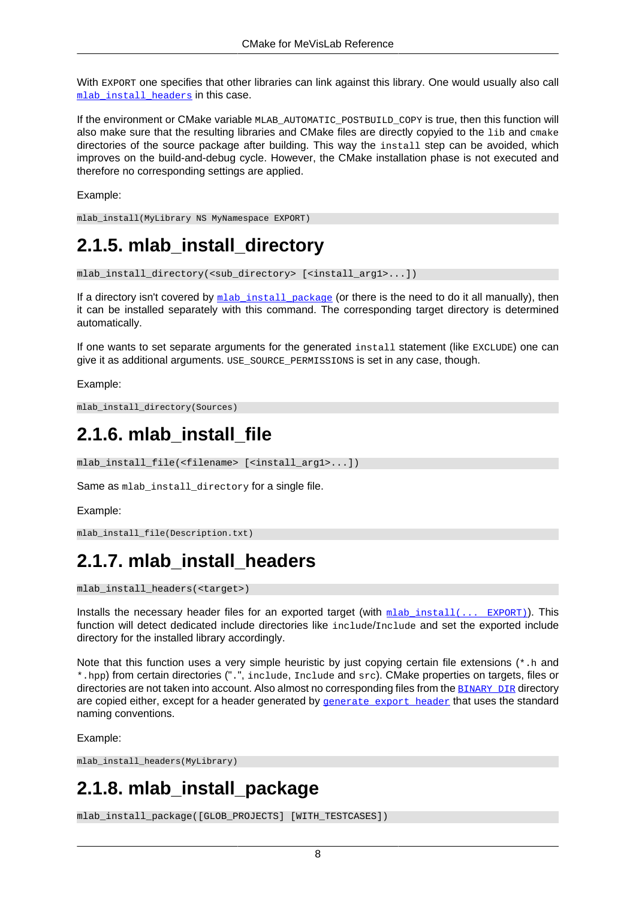With `EXPORT` one specifies that other libraries can link against this library. One would usually also call `mlab_install_headers` in this case.

If the environment or CMake variable `MLAB_AUTOMATIC_POSTBUILD_COPY` is true, then this function will also make sure that the resulting libraries and CMake files are directly copyied to the `lib` and `cmake` directories of the source package after building. This way the `install` step can be avoided, which improves on the build-and-debug cycle. However, the CMake installation phase is not executed and therefore no corresponding settings are applied.

Example:

```
mlab_install(MyLibrary NS MyNamespace EXPORT)
```

## 2.1.5. mlab_install_directory

```
mlab_install_directory(<sub_directory> [<install_arg1>...])
```

If a directory isn't covered by `mlab_install_package` (or there is the need to do it all manually), then it can be installed separately with this command. The corresponding target directory is determined automatically.

If one wants to set separate arguments for the generated `install` statement (like `EXCLUDE`) one can give it as additional arguments. `USE_SOURCE_PERMISSIONS` is set in any case, though.

Example:

```
mlab_install_directory(Sources)
```

## 2.1.6. mlab_install_file

```
mlab_install_file(<filename> [<install_arg1>...])
```

Same as `mlab_install_directory` for a single file.

Example:

```
mlab_install_file(Description.txt)
```

## 2.1.7. mlab_install_headers

```
mlab_install_headers(<target>)
```

Installs the necessary header files for an exported target (with `mlab_install(... EXPORT)`). This function will detect dedicated include directories like `include`/`Include` and set the exported include directory for the installed library accordingly.

Note that this function uses a very simple heuristic by just copying certain file extensions (`*.h` and `*.hpp`) from certain directories (".", `include`, `Include` and `src`). CMake properties on targets, files or directories are not taken into account. Also almost no corresponding files from the `BINARY_DIR` directory are copied either, except for a header generated by `generate_export_header` that uses the standard naming conventions.

Example:

```
mlab_install_headers(MyLibrary)
```

## 2.1.8. mlab_install_package

```
mlab_install_package([GLOB_PROJECTS] [WITH_TESTCASES])
```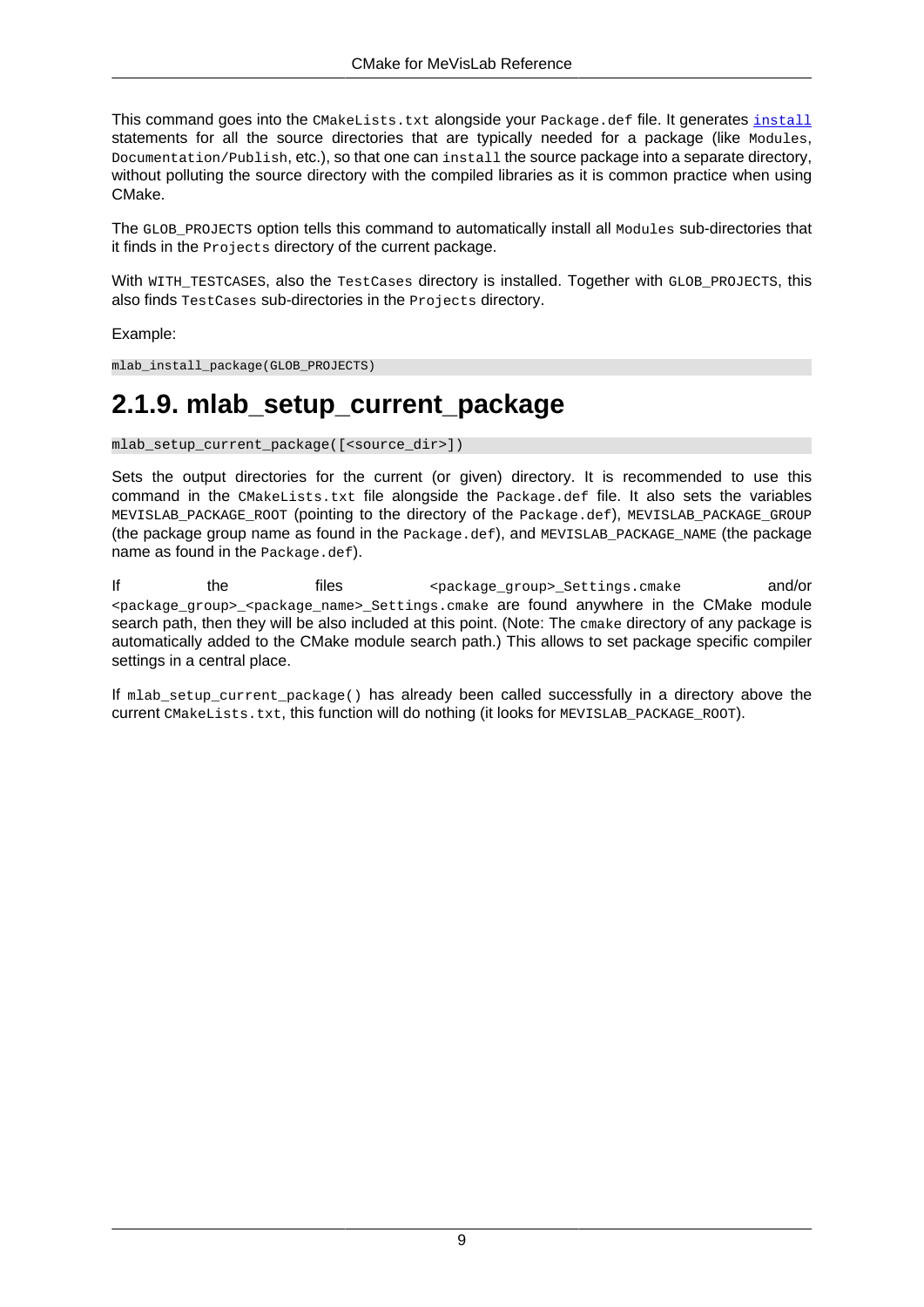This command goes into the `CMakeLists.txt` alongside your `Package.def` file. It generates `install` statements for all the source directories that are typically needed for a package (like `Modules`, `Documentation/Publish`, etc.), so that one can `install` the source package into a separate directory, without polluting the source directory with the compiled libraries as it is common practice when using CMake.

The `GLOB_PROJECTS` option tells this command to automatically install all `Modules` sub-directories that it finds in the `Projects` directory of the current package.

With `WITH_TESTCASES`, also the `TestCases` directory is installed. Together with `GLOB_PROJECTS`, this also finds `TestCases` sub-directories in the `Projects` directory.

Example:

```
mlab_install_package(GLOB_PROJECTS)
```

## 2.1.9. mlab_setup_current_package

```
mlab_setup_current_package([<source_dir>])
```

Sets the output directories for the current (or given) directory. It is recommended to use this command in the `CMakeLists.txt` file alongside the `Package.def` file. It also sets the variables `MEVISLAB_PACKAGE_ROOT` (pointing to the directory of the `Package.def`), `MEVISLAB_PACKAGE_GROUP` (the package group name as found in the `Package.def`), and `MEVISLAB_PACKAGE_NAME` (the package name as found in the `Package.def`).

If the files `<package_group>_Settings.cmake` and/or `<package_group>_<package_name>_Settings.cmake` are found anywhere in the CMake module search path, then they will be also included at this point. (Note: The `cmake` directory of any package is automatically added to the CMake module search path.) This allows to set package specific compiler settings in a central place.

If `mlab_setup_current_package()` has already been called successfully in a directory above the current `CMakeLists.txt`, this function will do nothing (it looks for `MEVISLAB_PACKAGE_ROOT`).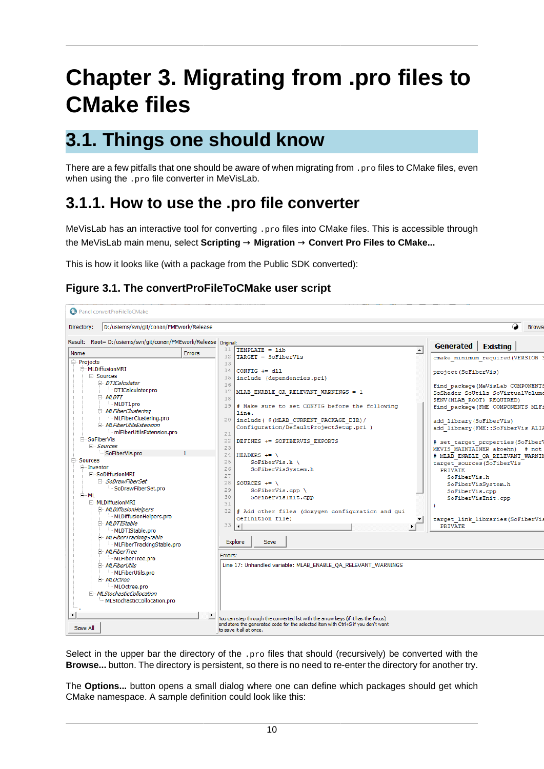# Chapter 3. Migrating from .pro files to CMake files

## 3.1. Things one should know

There are a few pitfalls that one should be aware of when migrating from `.pro` files to CMake files, even when using the `.pro` file converter in MeVisLab.

### 3.1.1. How to use the .pro file converter

MeVisLab has an interactive tool for converting `.pro` files into CMake files. This is accessible through the MeVisLab main menu, select **Scripting → Migration → Convert Pro Files to CMake...**

This is how it looks like (with a package from the Public SDK converted):

**Figure 3.1. The convertProFileToCMake user script**

Select in the upper bar the directory of the `.pro` files that should (recursively) be converted with the **Browse...** button. The directory is persistent, so there is no need to re-enter the directory for another try.

The **Options...** button opens a small dialog where one can define which packages should get which CMake namespace. A sample definition could look like this: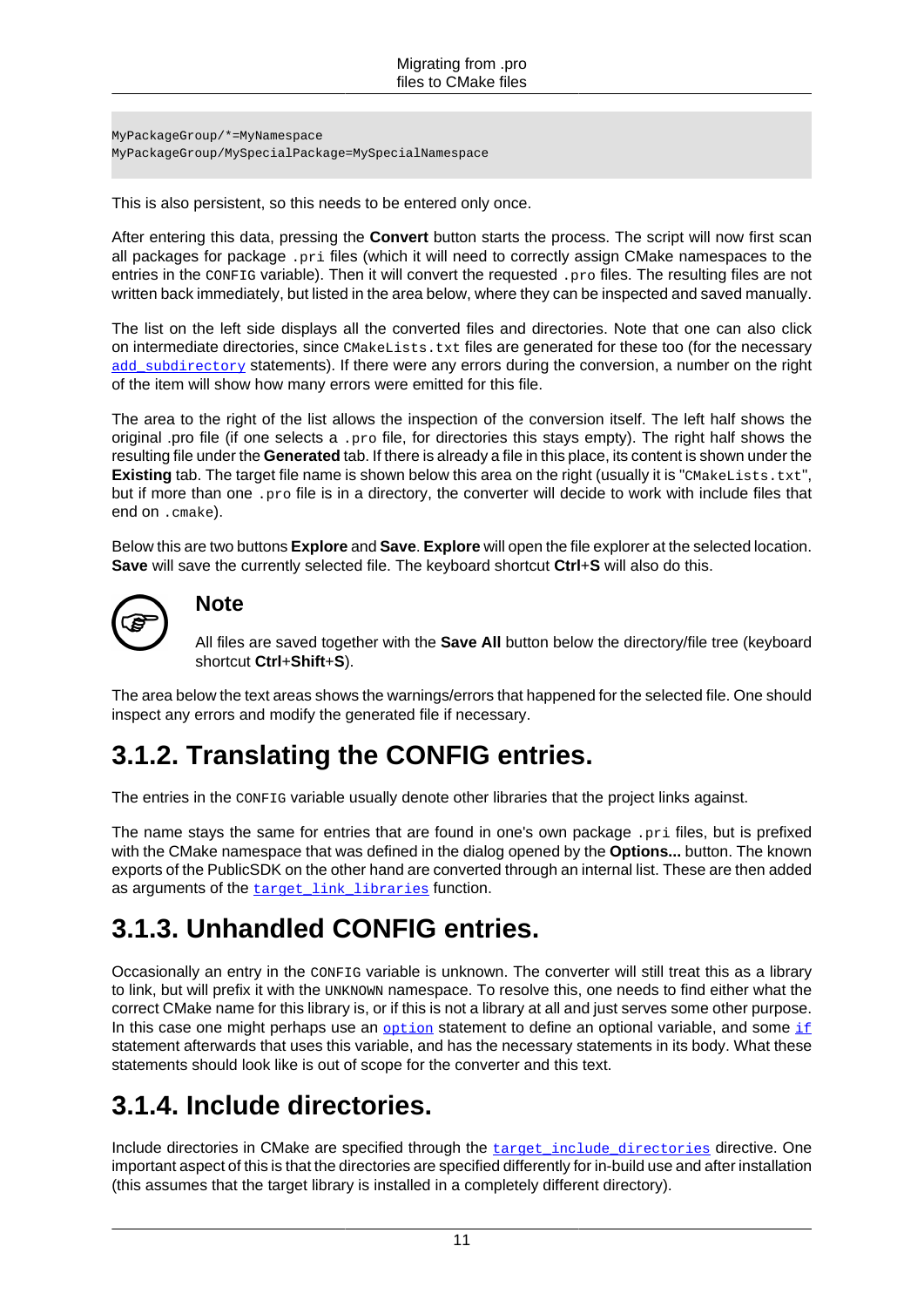```
MyPackageGroup/*=MyNamespace
MyPackageGroup/MySpecialPackage=MySpecialNamespace
```

This is also persistent, so this needs to be entered only once.

After entering this data, pressing the **Convert** button starts the process. The script will now first scan all packages for package `.pri` files (which it will need to correctly assign CMake namespaces to the entries in the `CONFIG` variable). Then it will convert the requested `.pro` files. The resulting files are not written back immediately, but listed in the area below, where they can be inspected and saved manually.

The list on the left side displays all the converted files and directories. Note that one can also click on intermediate directories, since `CMakeLists.txt` files are generated for these too (for the necessary `add_subdirectory` statements). If there were any errors during the conversion, a number on the right of the item will show how many errors were emitted for this file.

The area to the right of the list allows the inspection of the conversion itself. The left half shows the original .pro file (if one selects a `.pro` file, for directories this stays empty). The right half shows the resulting file under the **Generated** tab. If there is already a file in this place, its content is shown under the **Existing** tab. The target file name is shown below this area on the right (usually it is "`CMakeLists.txt`", but if more than one `.pro` file is in a directory, the converter will decide to work with include files that end on `.cmake`).

Below this are two buttons **Explore** and **Save**. **Explore** will open the file explorer at the selected location. **Save** will save the currently selected file. The keyboard shortcut **Ctrl**+**S** will also do this.

> **Note**
>
> All files are saved together with the **Save All** button below the directory/file tree (keyboard shortcut **Ctrl**+**Shift**+**S**).

The area below the text areas shows the warnings/errors that happened for the selected file. One should inspect any errors and modify the generated file if necessary.

## 3.1.2. Translating the CONFIG entries.

The entries in the `CONFIG` variable usually denote other libraries that the project links against.

The name stays the same for entries that are found in one's own package `.pri` files, but is prefixed with the CMake namespace that was defined in the dialog opened by the **Options...** button. The known exports of the PublicSDK on the other hand are converted through an internal list. These are then added as arguments of the `target_link_libraries` function.

## 3.1.3. Unhandled CONFIG entries.

Occasionally an entry in the `CONFIG` variable is unknown. The converter will still treat this as a library to link, but will prefix it with the `UNKNOWN` namespace. To resolve this, one needs to find either what the correct CMake name for this library is, or if this is not a library at all and just serves some other purpose. In this case one might perhaps use an `option` statement to define an optional variable, and some `if` statement afterwards that uses this variable, and has the necessary statements in its body. What these statements should look like is out of scope for the converter and this text.

## 3.1.4. Include directories.

Include directories in CMake are specified through the `target_include_directories` directive. One important aspect of this is that the directories are specified differently for in-build use and after installation (this assumes that the target library is installed in a completely different directory).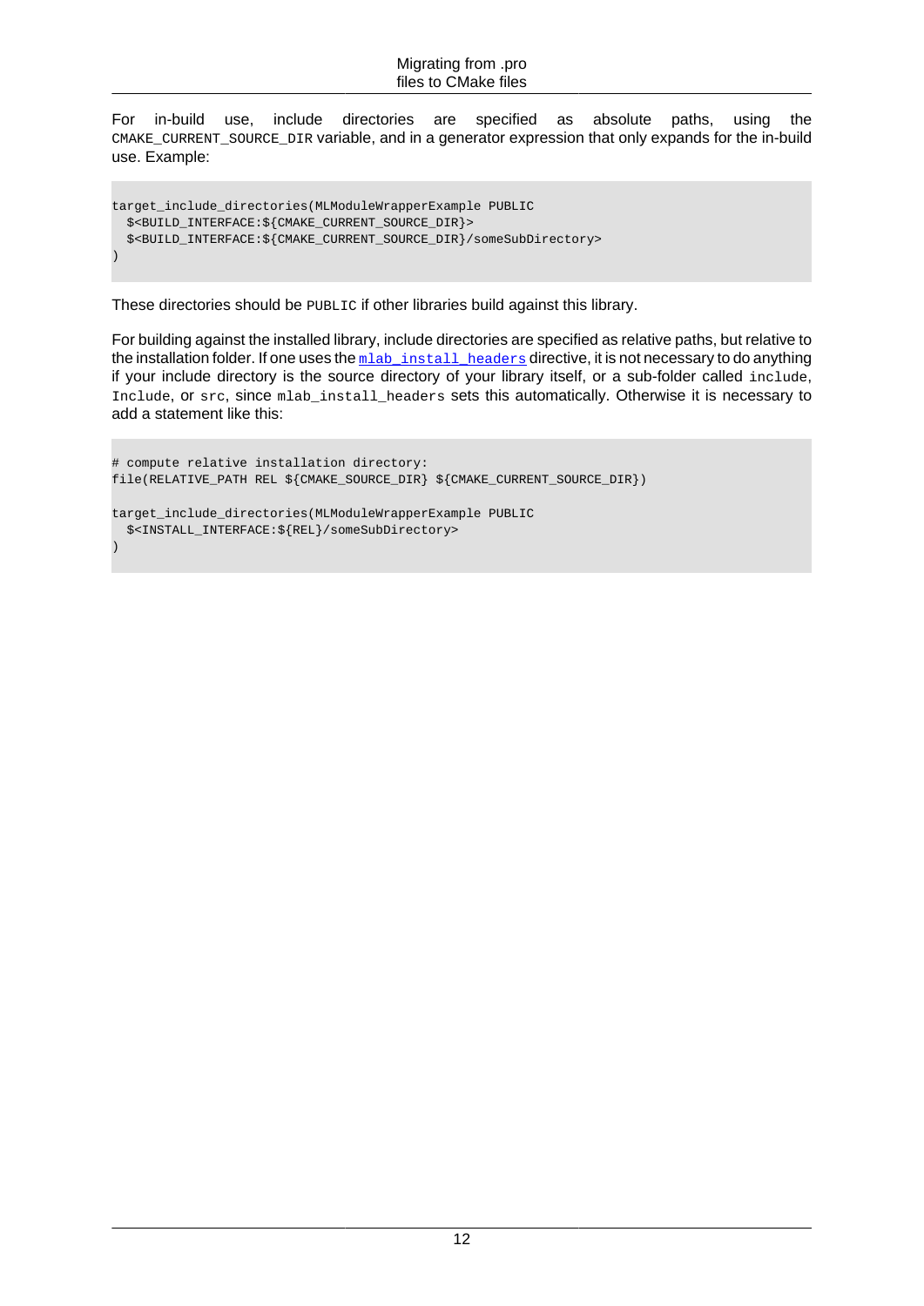For in-build use, include directories are specified as absolute paths, using the `CMAKE_CURRENT_SOURCE_DIR` variable, and in a generator expression that only expands for the in-build use. Example:

```
target_include_directories(MLModuleWrapperExample PUBLIC
  $<BUILD_INTERFACE:${CMAKE_CURRENT_SOURCE_DIR}>
  $<BUILD_INTERFACE:${CMAKE_CURRENT_SOURCE_DIR}/someSubDirectory>
)
```

These directories should be `PUBLIC` if other libraries build against this library.

For building against the installed library, include directories are specified as relative paths, but relative to the installation folder. If one uses the `mlab_install_headers` directive, it is not necessary to do anything if your include directory is the source directory of your library itself, or a sub-folder called `include`, `Include`, or `src`, since `mlab_install_headers` sets this automatically. Otherwise it is necessary to add a statement like this:

```
# compute relative installation directory:
file(RELATIVE_PATH REL ${CMAKE_SOURCE_DIR} ${CMAKE_CURRENT_SOURCE_DIR})

target_include_directories(MLModuleWrapperExample PUBLIC
  $<INSTALL_INTERFACE:${REL}/someSubDirectory>
)
```